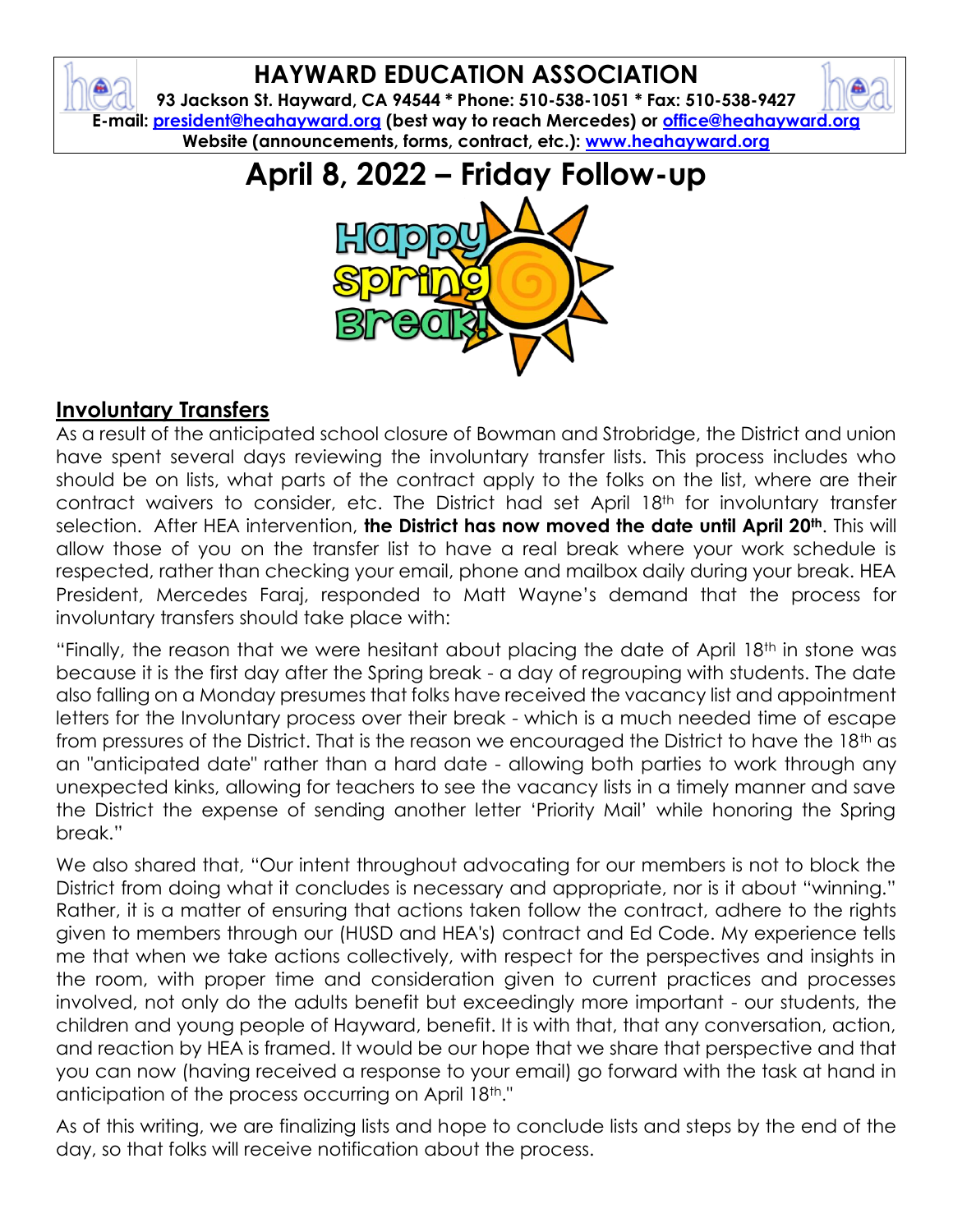# HAYWARD EDUCATION ASSOCIATION

**93 Jackson St. Hayward, CA 94544 * Phone: 510-538-1051 * Fax: 510-538-9427**
**E-mail: president@heahayward.org (best way to reach Mercedes) or office@heahayward.org**
**Website (announcements, forms, contract, etc.): www.heahayward.org**

# April 8, 2022 – Friday Follow-up

## Involuntary Transfers

As a result of the anticipated school closure of Bowman and Strobridge, the District and union have spent several days reviewing the involuntary transfer lists. This process includes who should be on lists, what parts of the contract apply to the folks on the list, where are their contract waivers to consider, etc. The District had set April 18th for involuntary transfer selection. After HEA intervention, **the District has now moved the date until April 20th**. This will allow those of you on the transfer list to have a real break where your work schedule is respected, rather than checking your email, phone and mailbox daily during your break. HEA President, Mercedes Faraj, responded to Matt Wayne's demand that the process for involuntary transfers should take place with:

"Finally, the reason that we were hesitant about placing the date of April 18th in stone was because it is the first day after the Spring break - a day of regrouping with students. The date also falling on a Monday presumes that folks have received the vacancy list and appointment letters for the Involuntary process over their break - which is a much needed time of escape from pressures of the District. That is the reason we encouraged the District to have the 18th as an "anticipated date" rather than a hard date - allowing both parties to work through any unexpected kinks, allowing for teachers to see the vacancy lists in a timely manner and save the District the expense of sending another letter 'Priority Mail' while honoring the Spring break."

We also shared that, "Our intent throughout advocating for our members is not to block the District from doing what it concludes is necessary and appropriate, nor is it about "winning." Rather, it is a matter of ensuring that actions taken follow the contract, adhere to the rights given to members through our (HUSD and HEA's) contract and Ed Code. My experience tells me that when we take actions collectively, with respect for the perspectives and insights in the room, with proper time and consideration given to current practices and processes involved, not only do the adults benefit but exceedingly more important - our students, the children and young people of Hayward, benefit. It is with that, that any conversation, action, and reaction by HEA is framed. It would be our hope that we share that perspective and that you can now (having received a response to your email) go forward with the task at hand in anticipation of the process occurring on April 18th."

As of this writing, we are finalizing lists and hope to conclude lists and steps by the end of the day, so that folks will receive notification about the process.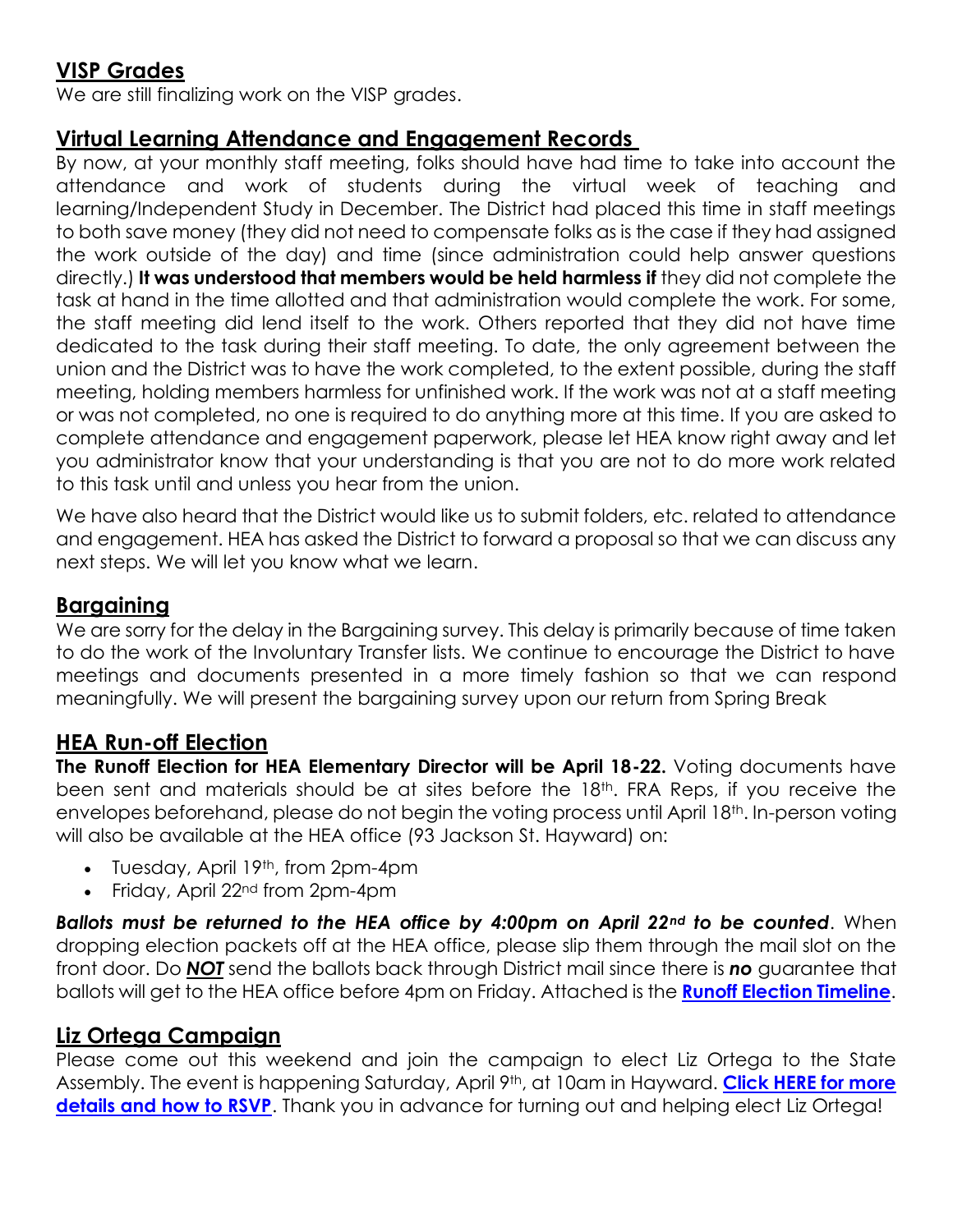## VISP Grades

We are still finalizing work on the VISP grades.

## Virtual Learning Attendance and Engagement Records

By now, at your monthly staff meeting, folks should have had time to take into account the attendance and work of students during the virtual week of teaching and learning/Independent Study in December. The District had placed this time in staff meetings to both save money (they did not need to compensate folks as is the case if they had assigned the work outside of the day) and time (since administration could help answer questions directly.) **It was understood that members would be held harmless if** they did not complete the task at hand in the time allotted and that administration would complete the work. For some, the staff meeting did lend itself to the work. Others reported that they did not have time dedicated to the task during their staff meeting. To date, the only agreement between the union and the District was to have the work completed, to the extent possible, during the staff meeting, holding members harmless for unfinished work. If the work was not at a staff meeting or was not completed, no one is required to do anything more at this time. If you are asked to complete attendance and engagement paperwork, please let HEA know right away and let you administrator know that your understanding is that you are not to do more work related to this task until and unless you hear from the union.

We have also heard that the District would like us to submit folders, etc. related to attendance and engagement. HEA has asked the District to forward a proposal so that we can discuss any next steps. We will let you know what we learn.

## Bargaining

We are sorry for the delay in the Bargaining survey. This delay is primarily because of time taken to do the work of the Involuntary Transfer lists. We continue to encourage the District to have meetings and documents presented in a more timely fashion so that we can respond meaningfully. We will present the bargaining survey upon our return from Spring Break

## HEA Run-off Election

**The Runoff Election for HEA Elementary Director will be April 18-22.** Voting documents have been sent and materials should be at sites before the 18th. FRA Reps, if you receive the envelopes beforehand, please do not begin the voting process until April 18th. In-person voting will also be available at the HEA office (93 Jackson St. Hayward) on:

- Tuesday, April 19th, from 2pm-4pm
- Friday, April 22nd from 2pm-4pm

***Ballots must be returned to the HEA office by 4:00pm on April 22nd to be counted***. When dropping election packets off at the HEA office, please slip them through the mail slot on the front door. Do ***NOT*** send the ballots back through District mail since there is ***no*** guarantee that ballots will get to the HEA office before 4pm on Friday. Attached is the **Runoff Election Timeline**.

## Liz Ortega Campaign

Please come out this weekend and join the campaign to elect Liz Ortega to the State Assembly. The event is happening Saturday, April 9th, at 10am in Hayward. **Click HERE for more details and how to RSVP**. Thank you in advance for turning out and helping elect Liz Ortega!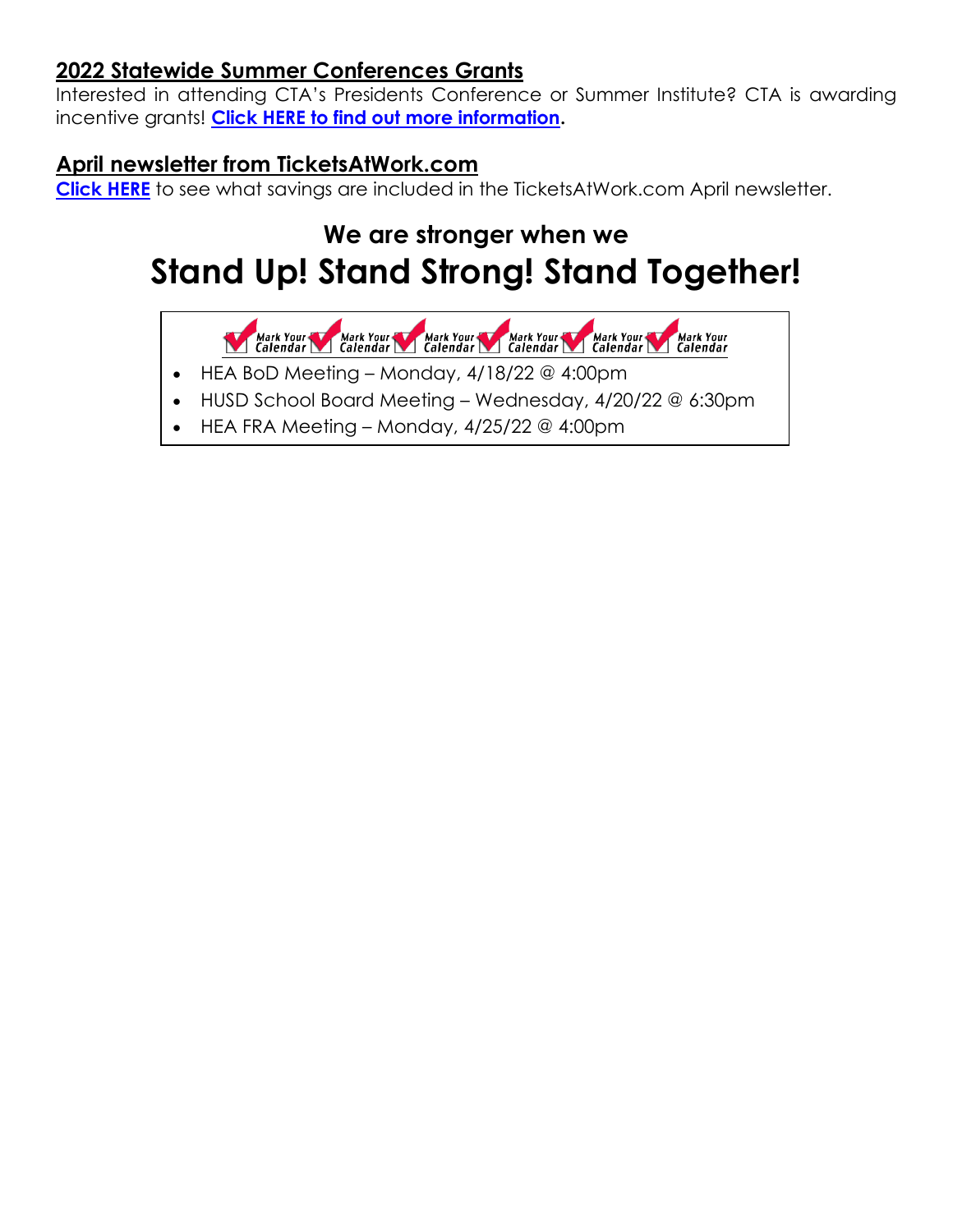## 2022 Statewide Summer Conferences Grants

Interested in attending CTA's Presidents Conference or Summer Institute? CTA is awarding incentive grants! **Click HERE to find out more information**.

## April newsletter from TicketsAtWork.com

**Click HERE** to see what savings are included in the TicketsAtWork.com April newsletter.

### We are stronger when we

# Stand Up! Stand Strong! Stand Together!

Mark Your Calendar Mark Your Calendar Mark Your Calendar Mark Your Calendar Mark Your Calendar Mark Your Calendar

- HEA BoD Meeting – Monday, 4/18/22 @ 4:00pm
- HUSD School Board Meeting – Wednesday, 4/20/22 @ 6:30pm
- HEA FRA Meeting – Monday, 4/25/22 @ 4:00pm